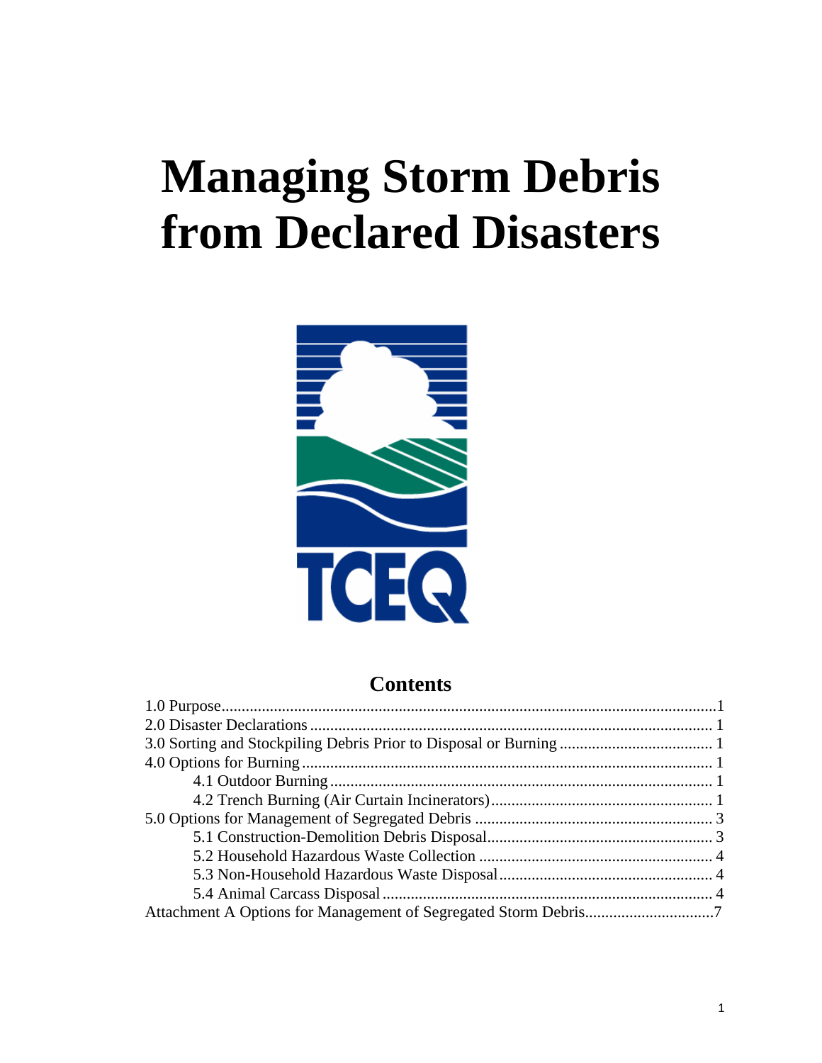# Managing Storm Debris from Declared Disasters

TCEQ

## Contents

1.0 Purpose....................................................................................................................1
2.0 Disaster Declarations ........................................................................................... 1
3.0 Sorting and Stockpiling Debris Prior to Disposal or Burning ....................................... 1
4.0 Options for Burning ............................................................................................ 1
  4.1 Outdoor Burning ............................................................................................. 1
  4.2 Trench Burning (Air Curtain Incinerators) ........................................................ 1
5.0 Options for Management of Segregated Debris ........................................................ 3
  5.1 Construction-Demolition Debris Disposal ........................................................ 3
  5.2 Household Hazardous Waste Collection .......................................................... 4
  5.3 Non-Household Hazardous Waste Disposal ..................................................... 4
  5.4 Animal Carcass Disposal ................................................................................ 4
Attachment A Options for Management of Segregated Storm Debris..................................7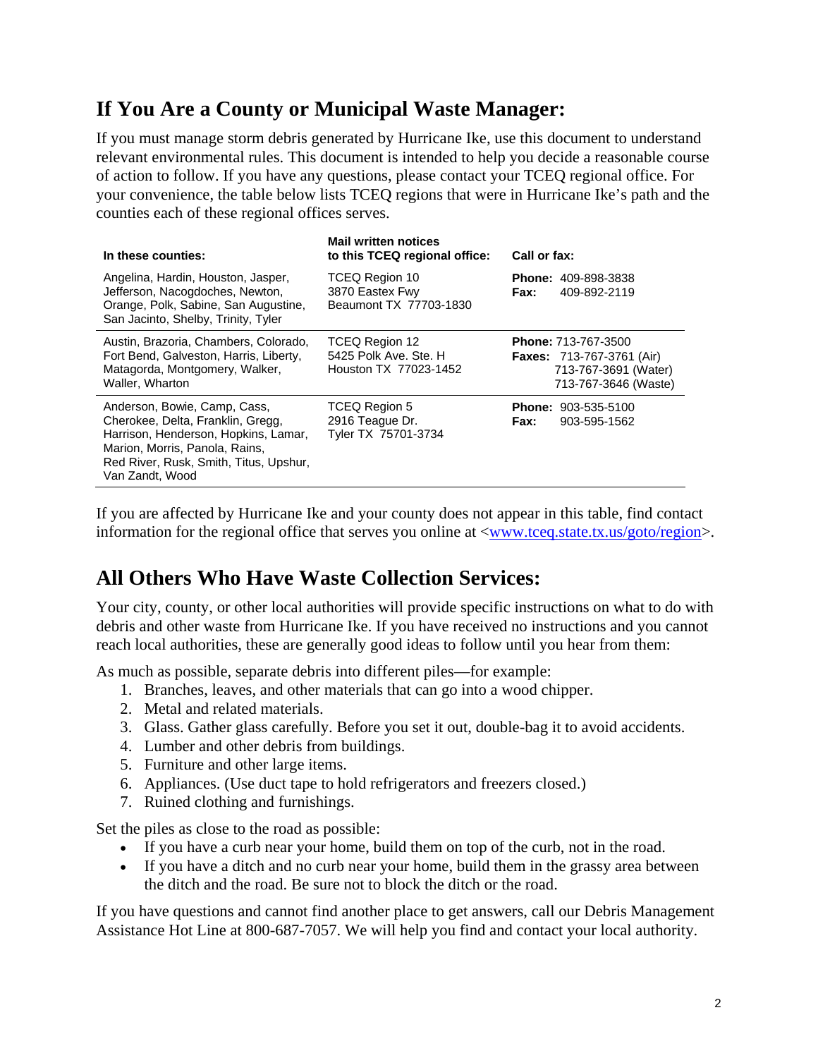## If You Are a County or Municipal Waste Manager:

If you must manage storm debris generated by Hurricane Ike, use this document to understand relevant environmental rules. This document is intended to help you decide a reasonable course of action to follow. If you have any questions, please contact your TCEQ regional office. For your convenience, the table below lists TCEQ regions that were in Hurricane Ike's path and the counties each of these regional offices serves.

| In these counties: | Mail written notices to this TCEQ regional office: | Call or fax: |
|---|---|---|
| Angelina, Hardin, Houston, Jasper, Jefferson, Nacogdoches, Newton, Orange, Polk, Sabine, San Augustine, San Jacinto, Shelby, Trinity, Tyler | TCEQ Region 10<br>3870 Eastex Fwy<br>Beaumont TX 77703-1830 | **Phone:** 409-898-3838<br>**Fax:** 409-892-2119 |
| Austin, Brazoria, Chambers, Colorado, Fort Bend, Galveston, Harris, Liberty, Matagorda, Montgomery, Walker, Waller, Wharton | TCEQ Region 12<br>5425 Polk Ave. Ste. H<br>Houston TX 77023-1452 | **Phone:** 713-767-3500<br>**Faxes:** 713-767-3761 (Air)<br>713-767-3691 (Water)<br>713-767-3646 (Waste) |
| Anderson, Bowie, Camp, Cass, Cherokee, Delta, Franklin, Gregg, Harrison, Henderson, Hopkins, Lamar, Marion, Morris, Panola, Rains, Red River, Rusk, Smith, Titus, Upshur, Van Zandt, Wood | TCEQ Region 5<br>2916 Teague Dr.<br>Tyler TX 75701-3734 | **Phone:** 903-535-5100<br>**Fax:** 903-595-1562 |

If you are affected by Hurricane Ike and your county does not appear in this table, find contact information for the regional office that serves you online at <www.tceq.state.tx.us/goto/region>.

## All Others Who Have Waste Collection Services:

Your city, county, or other local authorities will provide specific instructions on what to do with debris and other waste from Hurricane Ike. If you have received no instructions and you cannot reach local authorities, these are generally good ideas to follow until you hear from them:

As much as possible, separate debris into different piles—for example:

1. Branches, leaves, and other materials that can go into a wood chipper.
2. Metal and related materials.
3. Glass. Gather glass carefully. Before you set it out, double-bag it to avoid accidents.
4. Lumber and other debris from buildings.
5. Furniture and other large items.
6. Appliances. (Use duct tape to hold refrigerators and freezers closed.)
7. Ruined clothing and furnishings.

Set the piles as close to the road as possible:

- If you have a curb near your home, build them on top of the curb, not in the road.
- If you have a ditch and no curb near your home, build them in the grassy area between the ditch and the road. Be sure not to block the ditch or the road.

If you have questions and cannot find another place to get answers, call our Debris Management Assistance Hot Line at 800-687-7057. We will help you find and contact your local authority.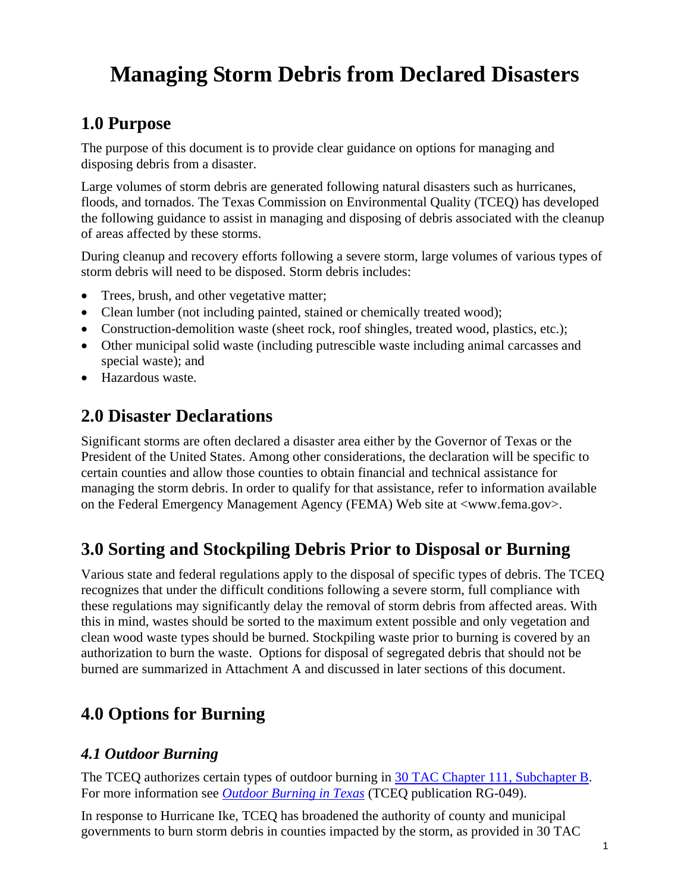# Managing Storm Debris from Declared Disasters

## 1.0 Purpose

The purpose of this document is to provide clear guidance on options for managing and disposing debris from a disaster.

Large volumes of storm debris are generated following natural disasters such as hurricanes, floods, and tornados. The Texas Commission on Environmental Quality (TCEQ) has developed the following guidance to assist in managing and disposing of debris associated with the cleanup of areas affected by these storms.

During cleanup and recovery efforts following a severe storm, large volumes of various types of storm debris will need to be disposed. Storm debris includes:

- Trees, brush, and other vegetative matter;
- Clean lumber (not including painted, stained or chemically treated wood);
- Construction-demolition waste (sheet rock, roof shingles, treated wood, plastics, etc.);
- Other municipal solid waste (including putrescible waste including animal carcasses and special waste); and
- Hazardous waste.

## 2.0 Disaster Declarations

Significant storms are often declared a disaster area either by the Governor of Texas or the President of the United States. Among other considerations, the declaration will be specific to certain counties and allow those counties to obtain financial and technical assistance for managing the storm debris. In order to qualify for that assistance, refer to information available on the Federal Emergency Management Agency (FEMA) Web site at <www.fema.gov>.

## 3.0 Sorting and Stockpiling Debris Prior to Disposal or Burning

Various state and federal regulations apply to the disposal of specific types of debris. The TCEQ recognizes that under the difficult conditions following a severe storm, full compliance with these regulations may significantly delay the removal of storm debris from affected areas. With this in mind, wastes should be sorted to the maximum extent possible and only vegetation and clean wood waste types should be burned. Stockpiling waste prior to burning is covered by an authorization to burn the waste. Options for disposal of segregated debris that should not be burned are summarized in Attachment A and discussed in later sections of this document.

## 4.0 Options for Burning

### *4.1 Outdoor Burning*

The TCEQ authorizes certain types of outdoor burning in [30 TAC Chapter 111, Subchapter B](). For more information see [*Outdoor Burning in Texas*]() (TCEQ publication RG-049).

In response to Hurricane Ike, TCEQ has broadened the authority of county and municipal governments to burn storm debris in counties impacted by the storm, as provided in 30 TAC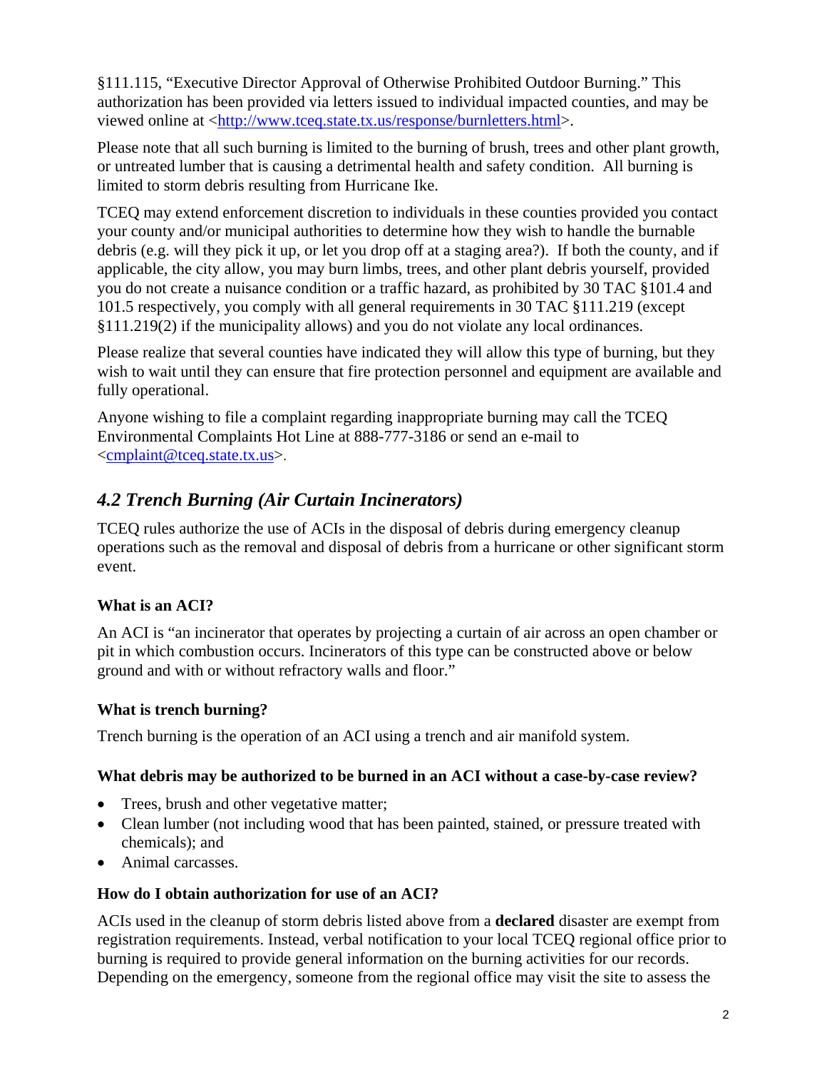§111.115, "Executive Director Approval of Otherwise Prohibited Outdoor Burning." This authorization has been provided via letters issued to individual impacted counties, and may be viewed online at <http://www.tceq.state.tx.us/response/burnletters.html>.

Please note that all such burning is limited to the burning of brush, trees and other plant growth, or untreated lumber that is causing a detrimental health and safety condition. All burning is limited to storm debris resulting from Hurricane Ike.

TCEQ may extend enforcement discretion to individuals in these counties provided you contact your county and/or municipal authorities to determine how they wish to handle the burnable debris (e.g. will they pick it up, or let you drop off at a staging area?). If both the county, and if applicable, the city allow, you may burn limbs, trees, and other plant debris yourself, provided you do not create a nuisance condition or a traffic hazard, as prohibited by 30 TAC §101.4 and 101.5 respectively, you comply with all general requirements in 30 TAC §111.219 (except §111.219(2) if the municipality allows) and you do not violate any local ordinances.

Please realize that several counties have indicated they will allow this type of burning, but they wish to wait until they can ensure that fire protection personnel and equipment are available and fully operational.

Anyone wishing to file a complaint regarding inappropriate burning may call the TCEQ Environmental Complaints Hot Line at 888-777-3186 or send an e-mail to <cmplaint@tceq.state.tx.us>.

## *4.2 Trench Burning (Air Curtain Incinerators)*

TCEQ rules authorize the use of ACIs in the disposal of debris during emergency cleanup operations such as the removal and disposal of debris from a hurricane or other significant storm event.

**What is an ACI?**

An ACI is "an incinerator that operates by projecting a curtain of air across an open chamber or pit in which combustion occurs. Incinerators of this type can be constructed above or below ground and with or without refractory walls and floor."

**What is trench burning?**

Trench burning is the operation of an ACI using a trench and air manifold system.

**What debris may be authorized to be burned in an ACI without a case-by-case review?**

- Trees, brush and other vegetative matter;
- Clean lumber (not including wood that has been painted, stained, or pressure treated with chemicals); and
- Animal carcasses.

**How do I obtain authorization for use of an ACI?**

ACIs used in the cleanup of storm debris listed above from a **declared** disaster are exempt from registration requirements. Instead, verbal notification to your local TCEQ regional office prior to burning is required to provide general information on the burning activities for our records. Depending on the emergency, someone from the regional office may visit the site to assess the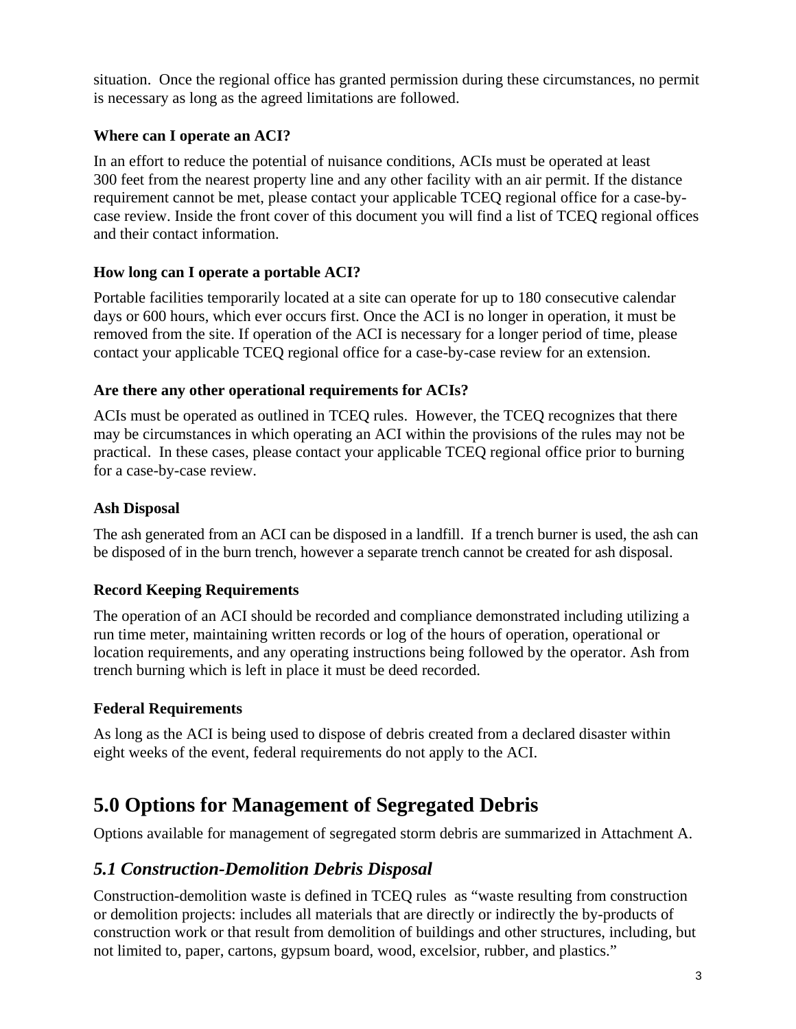situation. Once the regional office has granted permission during these circumstances, no permit is necessary as long as the agreed limitations are followed.

### Where can I operate an ACI?

In an effort to reduce the potential of nuisance conditions, ACIs must be operated at least 300 feet from the nearest property line and any other facility with an air permit. If the distance requirement cannot be met, please contact your applicable TCEQ regional office for a case-by-case review. Inside the front cover of this document you will find a list of TCEQ regional offices and their contact information.

### How long can I operate a portable ACI?

Portable facilities temporarily located at a site can operate for up to 180 consecutive calendar days or 600 hours, which ever occurs first. Once the ACI is no longer in operation, it must be removed from the site. If operation of the ACI is necessary for a longer period of time, please contact your applicable TCEQ regional office for a case-by-case review for an extension.

### Are there any other operational requirements for ACIs?

ACIs must be operated as outlined in TCEQ rules. However, the TCEQ recognizes that there may be circumstances in which operating an ACI within the provisions of the rules may not be practical. In these cases, please contact your applicable TCEQ regional office prior to burning for a case-by-case review.

### Ash Disposal

The ash generated from an ACI can be disposed in a landfill. If a trench burner is used, the ash can be disposed of in the burn trench, however a separate trench cannot be created for ash disposal.

### Record Keeping Requirements

The operation of an ACI should be recorded and compliance demonstrated including utilizing a run time meter, maintaining written records or log of the hours of operation, operational or location requirements, and any operating instructions being followed by the operator. Ash from trench burning which is left in place it must be deed recorded.

### Federal Requirements

As long as the ACI is being used to dispose of debris created from a declared disaster within eight weeks of the event, federal requirements do not apply to the ACI.

# 5.0 Options for Management of Segregated Debris

Options available for management of segregated storm debris are summarized in Attachment A.

## *5.1 Construction-Demolition Debris Disposal*

Construction-demolition waste is defined in TCEQ rules as "waste resulting from construction or demolition projects: includes all materials that are directly or indirectly the by-products of construction work or that result from demolition of buildings and other structures, including, but not limited to, paper, cartons, gypsum board, wood, excelsior, rubber, and plastics."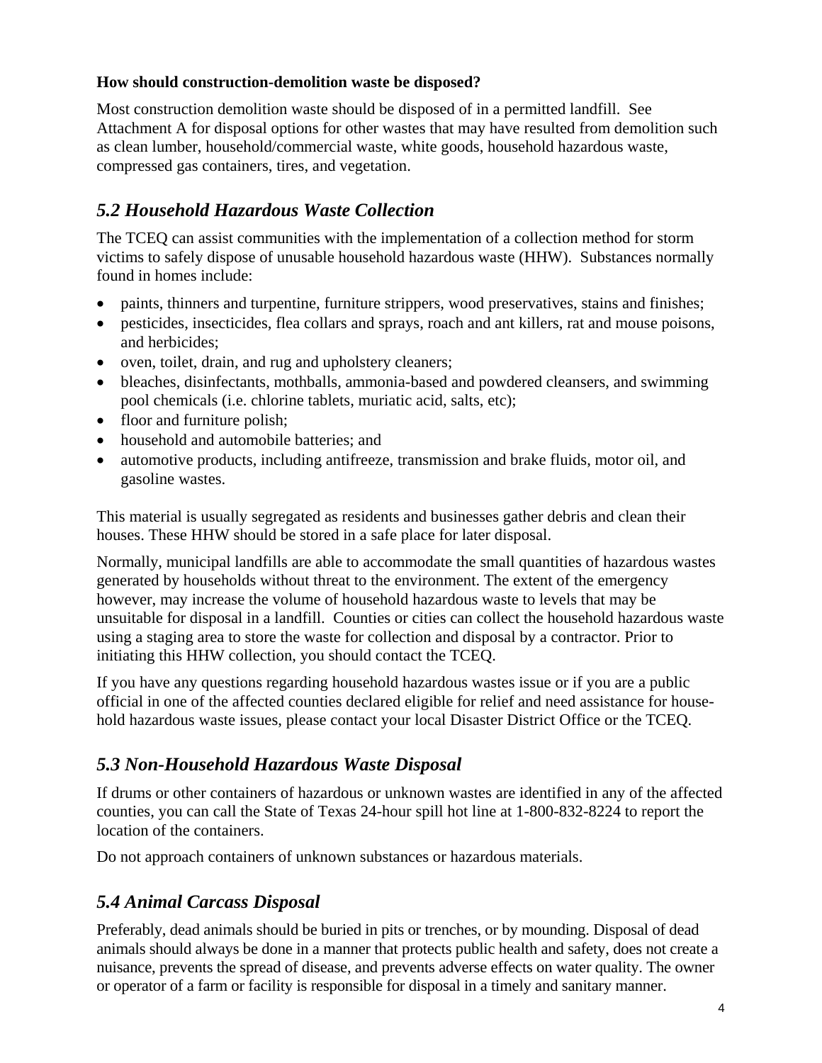**How should construction-demolition waste be disposed?**

Most construction demolition waste should be disposed of in a permitted landfill. See Attachment A for disposal options for other wastes that may have resulted from demolition such as clean lumber, household/commercial waste, white goods, household hazardous waste, compressed gas containers, tires, and vegetation.

## *5.2 Household Hazardous Waste Collection*

The TCEQ can assist communities with the implementation of a collection method for storm victims to safely dispose of unusable household hazardous waste (HHW). Substances normally found in homes include:

- paints, thinners and turpentine, furniture strippers, wood preservatives, stains and finishes;
- pesticides, insecticides, flea collars and sprays, roach and ant killers, rat and mouse poisons, and herbicides;
- oven, toilet, drain, and rug and upholstery cleaners;
- bleaches, disinfectants, mothballs, ammonia-based and powdered cleansers, and swimming pool chemicals (i.e. chlorine tablets, muriatic acid, salts, etc);
- floor and furniture polish;
- household and automobile batteries; and
- automotive products, including antifreeze, transmission and brake fluids, motor oil, and gasoline wastes.

This material is usually segregated as residents and businesses gather debris and clean their houses. These HHW should be stored in a safe place for later disposal.

Normally, municipal landfills are able to accommodate the small quantities of hazardous wastes generated by households without threat to the environment. The extent of the emergency however, may increase the volume of household hazardous waste to levels that may be unsuitable for disposal in a landfill. Counties or cities can collect the household hazardous waste using a staging area to store the waste for collection and disposal by a contractor. Prior to initiating this HHW collection, you should contact the TCEQ.

If you have any questions regarding household hazardous wastes issue or if you are a public official in one of the affected counties declared eligible for relief and need assistance for household hazardous waste issues, please contact your local Disaster District Office or the TCEQ.

## *5.3 Non-Household Hazardous Waste Disposal*

If drums or other containers of hazardous or unknown wastes are identified in any of the affected counties, you can call the State of Texas 24-hour spill hot line at 1-800-832-8224 to report the location of the containers.

Do not approach containers of unknown substances or hazardous materials.

## *5.4 Animal Carcass Disposal*

Preferably, dead animals should be buried in pits or trenches, or by mounding. Disposal of dead animals should always be done in a manner that protects public health and safety, does not create a nuisance, prevents the spread of disease, and prevents adverse effects on water quality. The owner or operator of a farm or facility is responsible for disposal in a timely and sanitary manner.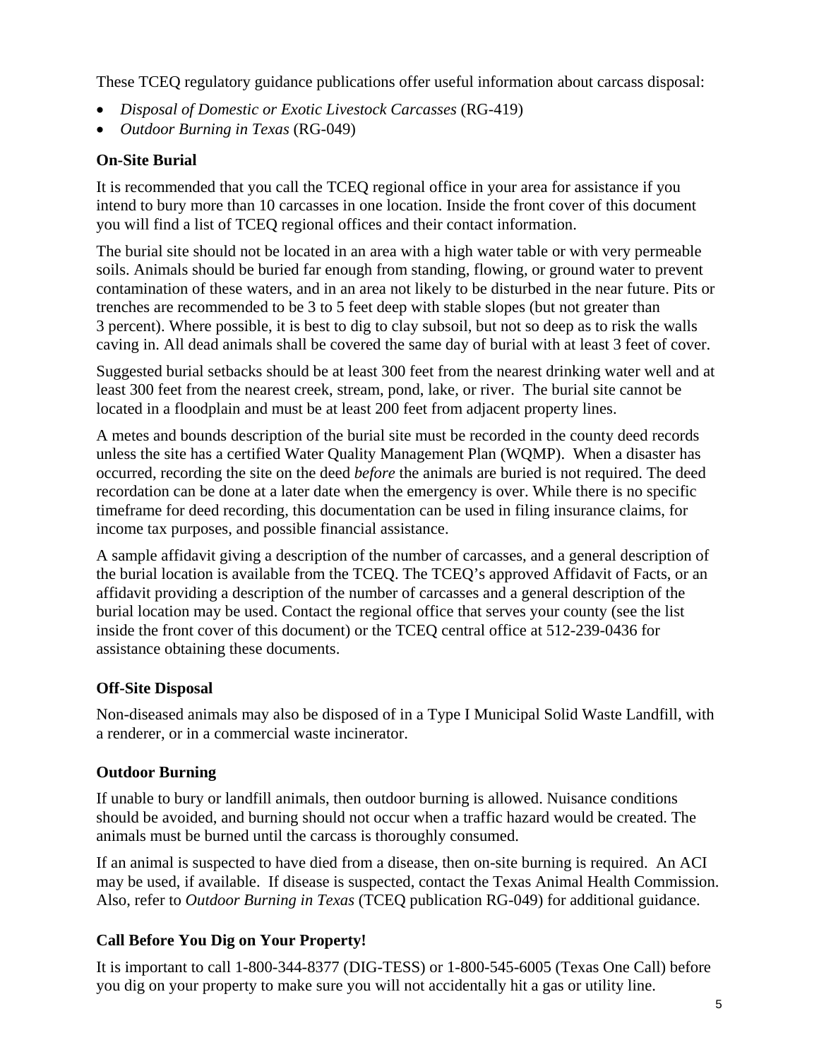These TCEQ regulatory guidance publications offer useful information about carcass disposal:

- *Disposal of Domestic or Exotic Livestock Carcasses* (RG-419)
- *Outdoor Burning in Texas* (RG-049)

### On-Site Burial

It is recommended that you call the TCEQ regional office in your area for assistance if you intend to bury more than 10 carcasses in one location. Inside the front cover of this document you will find a list of TCEQ regional offices and their contact information.

The burial site should not be located in an area with a high water table or with very permeable soils. Animals should be buried far enough from standing, flowing, or ground water to prevent contamination of these waters, and in an area not likely to be disturbed in the near future. Pits or trenches are recommended to be 3 to 5 feet deep with stable slopes (but not greater than 3 percent). Where possible, it is best to dig to clay subsoil, but not so deep as to risk the walls caving in. All dead animals shall be covered the same day of burial with at least 3 feet of cover.

Suggested burial setbacks should be at least 300 feet from the nearest drinking water well and at least 300 feet from the nearest creek, stream, pond, lake, or river. The burial site cannot be located in a floodplain and must be at least 200 feet from adjacent property lines.

A metes and bounds description of the burial site must be recorded in the county deed records unless the site has a certified Water Quality Management Plan (WQMP). When a disaster has occurred, recording the site on the deed *before* the animals are buried is not required. The deed recordation can be done at a later date when the emergency is over. While there is no specific timeframe for deed recording, this documentation can be used in filing insurance claims, for income tax purposes, and possible financial assistance.

A sample affidavit giving a description of the number of carcasses, and a general description of the burial location is available from the TCEQ. The TCEQ's approved Affidavit of Facts, or an affidavit providing a description of the number of carcasses and a general description of the burial location may be used. Contact the regional office that serves your county (see the list inside the front cover of this document) or the TCEQ central office at 512-239-0436 for assistance obtaining these documents.

### Off-Site Disposal

Non-diseased animals may also be disposed of in a Type I Municipal Solid Waste Landfill, with a renderer, or in a commercial waste incinerator.

### Outdoor Burning

If unable to bury or landfill animals, then outdoor burning is allowed. Nuisance conditions should be avoided, and burning should not occur when a traffic hazard would be created. The animals must be burned until the carcass is thoroughly consumed.

If an animal is suspected to have died from a disease, then on-site burning is required. An ACI may be used, if available. If disease is suspected, contact the Texas Animal Health Commission. Also, refer to *Outdoor Burning in Texas* (TCEQ publication RG-049) for additional guidance.

### Call Before You Dig on Your Property!

It is important to call 1-800-344-8377 (DIG-TESS) or 1-800-545-6005 (Texas One Call) before you dig on your property to make sure you will not accidentally hit a gas or utility line.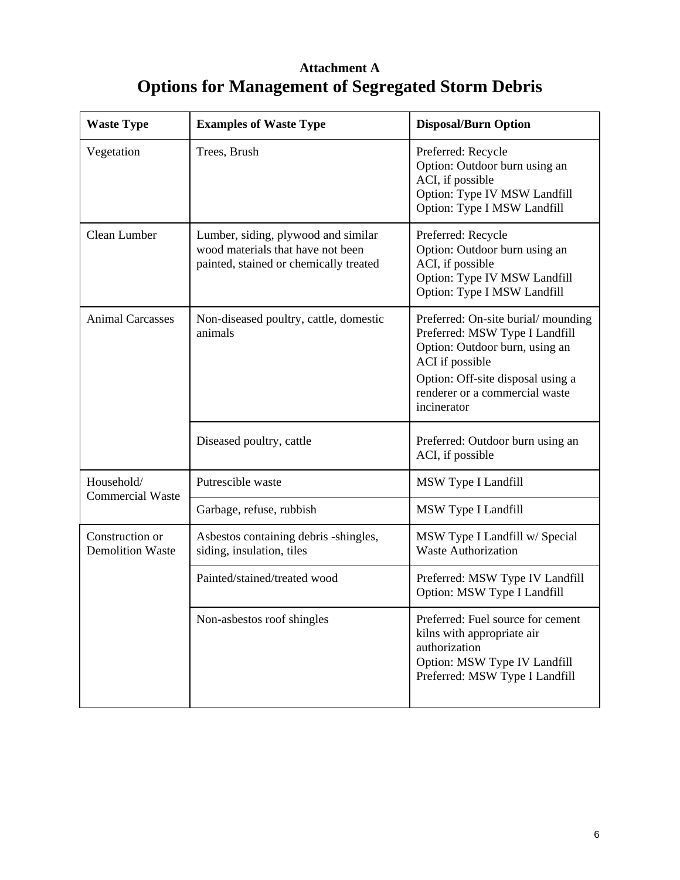**Attachment A**

# Options for Management of Segregated Storm Debris

| Waste Type | Examples of Waste Type | Disposal/Burn Option |
|---|---|---|
| Vegetation | Trees, Brush | Preferred: Recycle<br>Option: Outdoor burn using an ACI, if possible<br>Option: Type IV MSW Landfill<br>Option: Type I MSW Landfill |
| Clean Lumber | Lumber, siding, plywood and similar wood materials that have not been painted, stained or chemically treated | Preferred: Recycle<br>Option: Outdoor burn using an ACI, if possible<br>Option: Type IV MSW Landfill<br>Option: Type I MSW Landfill |
| Animal Carcasses | Non-diseased poultry, cattle, domestic animals | Preferred: On-site burial/ mounding<br>Preferred: MSW Type I Landfill<br>Option: Outdoor burn, using an ACI if possible<br>Option: Off-site disposal using a renderer or a commercial waste incinerator |
| | Diseased poultry, cattle | Preferred: Outdoor burn using an ACI, if possible |
| Household/ Commercial Waste | Putrescible waste | MSW Type I Landfill |
| | Garbage, refuse, rubbish | MSW Type I Landfill |
| Construction or Demolition Waste | Asbestos containing debris -shingles, siding, insulation, tiles | MSW Type I Landfill w/ Special Waste Authorization |
| | Painted/stained/treated wood | Preferred: MSW Type IV Landfill<br>Option: MSW Type I Landfill |
| | Non-asbestos roof shingles | Preferred: Fuel source for cement kilns with appropriate air authorization<br>Option: MSW Type IV Landfill<br>Preferred: MSW Type I Landfill |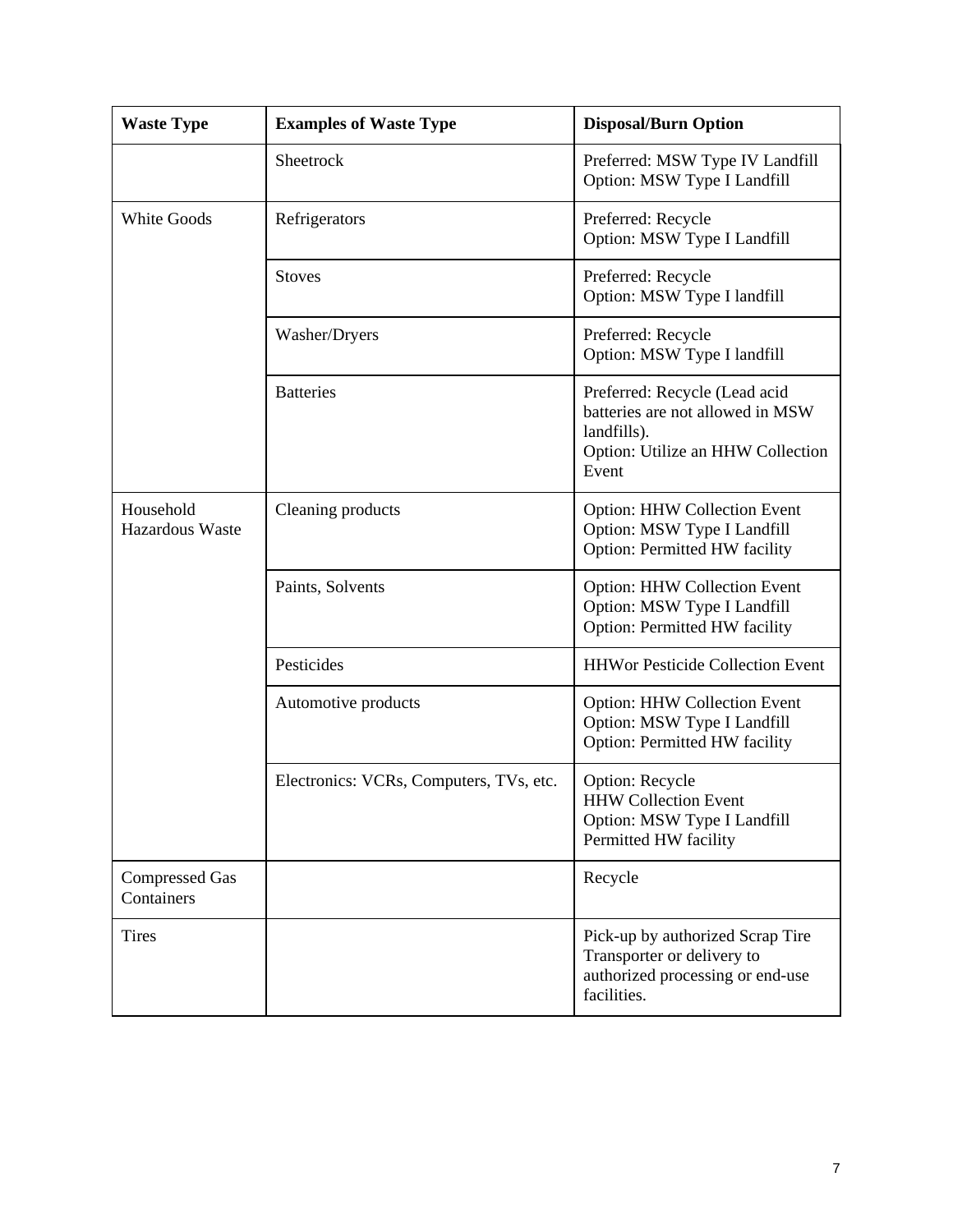| Waste Type | Examples of Waste Type | Disposal/Burn Option |
|---|---|---|
| | Sheetrock | Preferred: MSW Type IV Landfill<br>Option: MSW Type I Landfill |
| White Goods | Refrigerators | Preferred: Recycle<br>Option: MSW Type I Landfill |
| | Stoves | Preferred: Recycle<br>Option: MSW Type I landfill |
| | Washer/Dryers | Preferred: Recycle<br>Option: MSW Type I landfill |
| | Batteries | Preferred: Recycle (Lead acid batteries are not allowed in MSW landfills).<br>Option: Utilize an HHW Collection Event |
| Household Hazardous Waste | Cleaning products | Option: HHW Collection Event<br>Option: MSW Type I Landfill<br>Option: Permitted HW facility |
| | Paints, Solvents | Option: HHW Collection Event<br>Option: MSW Type I Landfill<br>Option: Permitted HW facility |
| | Pesticides | HHWor Pesticide Collection Event |
| | Automotive products | Option: HHW Collection Event<br>Option: MSW Type I Landfill<br>Option: Permitted HW facility |
| | Electronics: VCRs, Computers, TVs, etc. | Option: Recycle<br>HHW Collection Event<br>Option: MSW Type I Landfill<br>Permitted HW facility |
| Compressed Gas Containers | | Recycle |
| Tires | | Pick-up by authorized Scrap Tire Transporter or delivery to authorized processing or end-use facilities. |